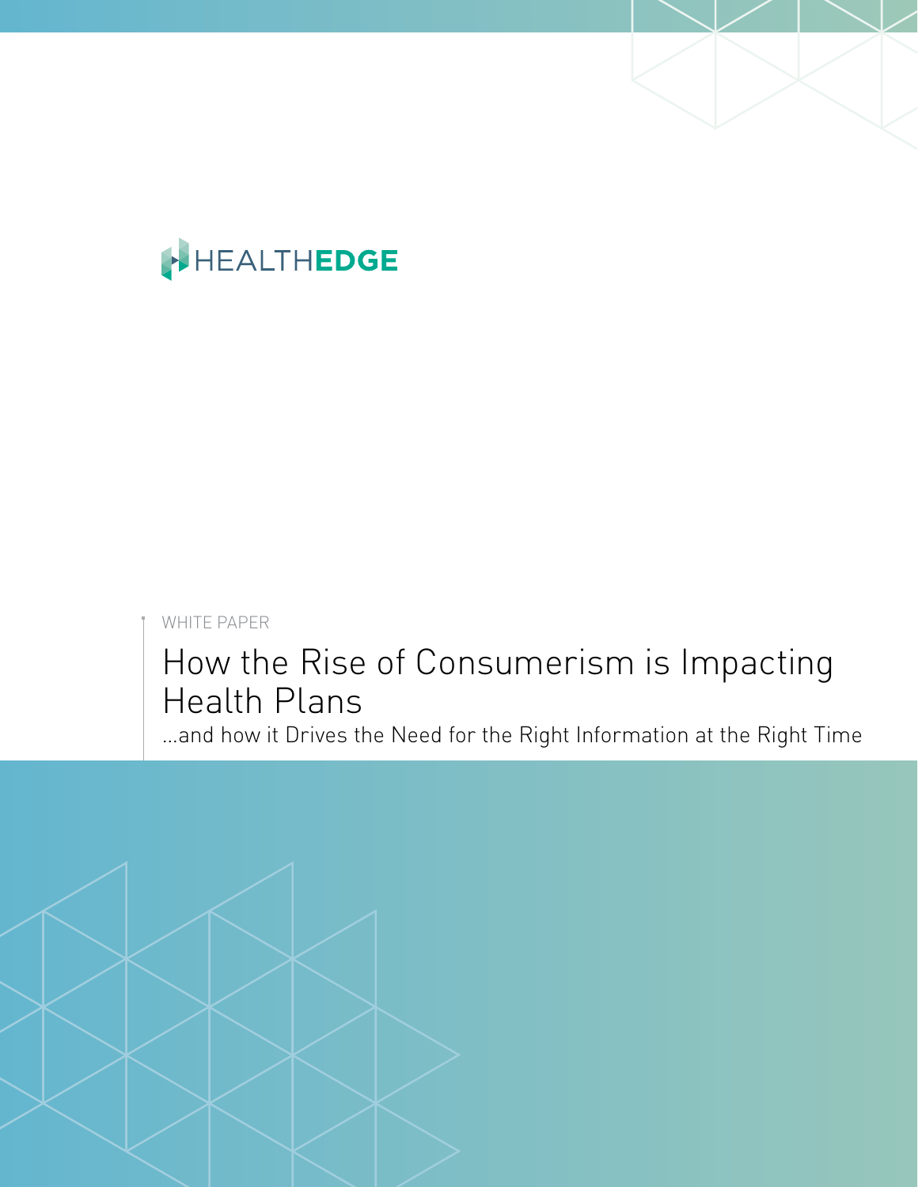HEALTHEDGE

WHITE PAPER

# How the Rise of Consumerism is Impacting Health Plans

...and how it Drives the Need for the Right Information at the Right Time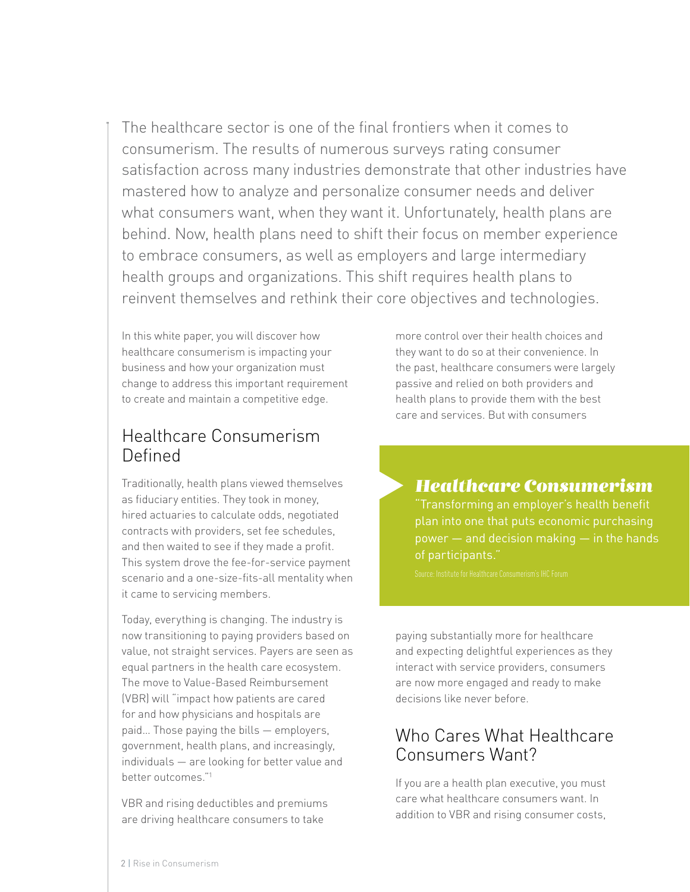The healthcare sector is one of the final frontiers when it comes to consumerism. The results of numerous surveys rating consumer satisfaction across many industries demonstrate that other industries have mastered how to analyze and personalize consumer needs and deliver what consumers want, when they want it. Unfortunately, health plans are behind. Now, health plans need to shift their focus on member experience to embrace consumers, as well as employers and large intermediary health groups and organizations. This shift requires health plans to reinvent themselves and rethink their core objectives and technologies.

In this white paper, you will discover how healthcare consumerism is impacting your business and how your organization must change to address this important requirement to create and maintain a competitive edge.

## Healthcare Consumerism Defined

Traditionally, health plans viewed themselves as fiduciary entities. They took in money, hired actuaries to calculate odds, negotiated contracts with providers, set fee schedules, and then waited to see if they made a profit. This system drove the fee-for-service payment scenario and a one-size-fits-all mentality when it came to servicing members.

Today, everything is changing. The industry is now transitioning to paying providers based on value, not straight services. Payers are seen as equal partners in the health care ecosystem. The move to Value-Based Reimbursement (VBR) will "impact how patients are cared for and how physicians and hospitals are paid... Those paying the bills — employers, government, health plans, and increasingly, individuals — are looking for better value and better outcomes."[1]

VBR and rising deductibles and premiums are driving healthcare consumers to take more control over their health choices and they want to do so at their convenience. In the past, healthcare consumers were largely passive and relied on both providers and health plans to provide them with the best care and services. But with consumers paying substantially more for healthcare and expecting delightful experiences as they interact with service providers, consumers are now more engaged and ready to make decisions like never before.

> ***Healthcare Consumerism***
>
> "Transforming an employer's health benefit plan into one that puts economic purchasing power — and decision making — in the hands of participants."
>
> Source: Institute for Healthcare Consumerism's IHC Forum

## Who Cares What Healthcare Consumers Want?

If you are a health plan executive, you must care what healthcare consumers want. In addition to VBR and rising consumer costs,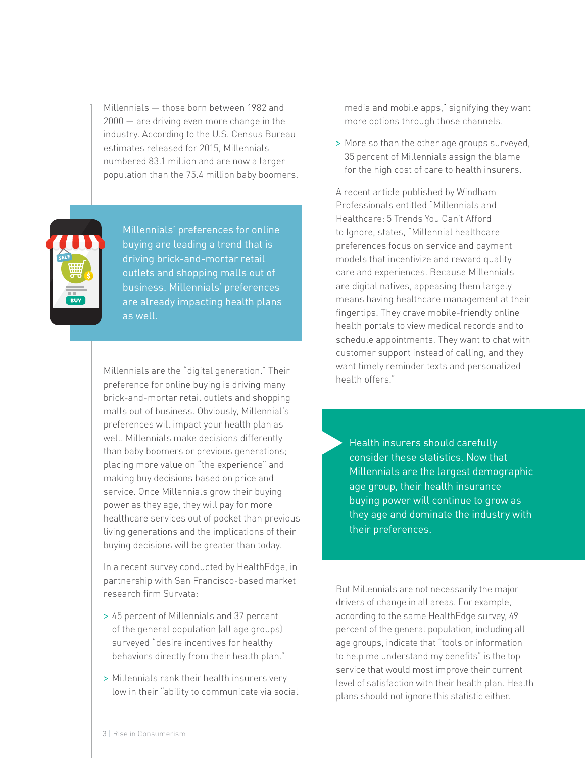Millennials — those born between 1982 and 2000 — are driving even more change in the industry. According to the U.S. Census Bureau estimates released for 2015, Millennials numbered 83.1 million and are now a larger population than the 75.4 million baby boomers.

> Millennials' preferences for online buying are leading a trend that is driving brick-and-mortar retail outlets and shopping malls out of business. Millennials' preferences are already impacting health plans as well.

Millennials are the "digital generation." Their preference for online buying is driving many brick-and-mortar retail outlets and shopping malls out of business. Obviously, Millennial's preferences will impact your health plan as well. Millennials make decisions differently than baby boomers or previous generations; placing more value on "the experience" and making buy decisions based on price and service. Once Millennials grow their buying power as they age, they will pay for more healthcare services out of pocket than previous living generations and the implications of their buying decisions will be greater than today.

In a recent survey conducted by HealthEdge, in partnership with San Francisco-based market research firm Survata:

- 45 percent of Millennials and 37 percent of the general population (all age groups) surveyed "desire incentives for healthy behaviors directly from their health plan."
- Millennials rank their health insurers very low in their "ability to communicate via social media and mobile apps," signifying they want more options through those channels.
- More so than the other age groups surveyed, 35 percent of Millennials assign the blame for the high cost of care to health insurers.

A recent article published by Windham Professionals entitled "Millennials and Healthcare: 5 Trends You Can't Afford to Ignore, states, "Millennial healthcare preferences focus on service and payment models that incentivize and reward quality care and experiences. Because Millennials are digital natives, appeasing them largely means having healthcare management at their fingertips. They crave mobile-friendly online health portals to view medical records and to schedule appointments. They want to chat with customer support instead of calling, and they want timely reminder texts and personalized health offers."

> Health insurers should carefully consider these statistics. Now that Millennials are the largest demographic age group, their health insurance buying power will continue to grow as they age and dominate the industry with their preferences.

But Millennials are not necessarily the major drivers of change in all areas. For example, according to the same HealthEdge survey, 49 percent of the general population, including all age groups, indicate that "tools or information to help me understand my benefits" is the top service that would most improve their current level of satisfaction with their health plan. Health plans should not ignore this statistic either.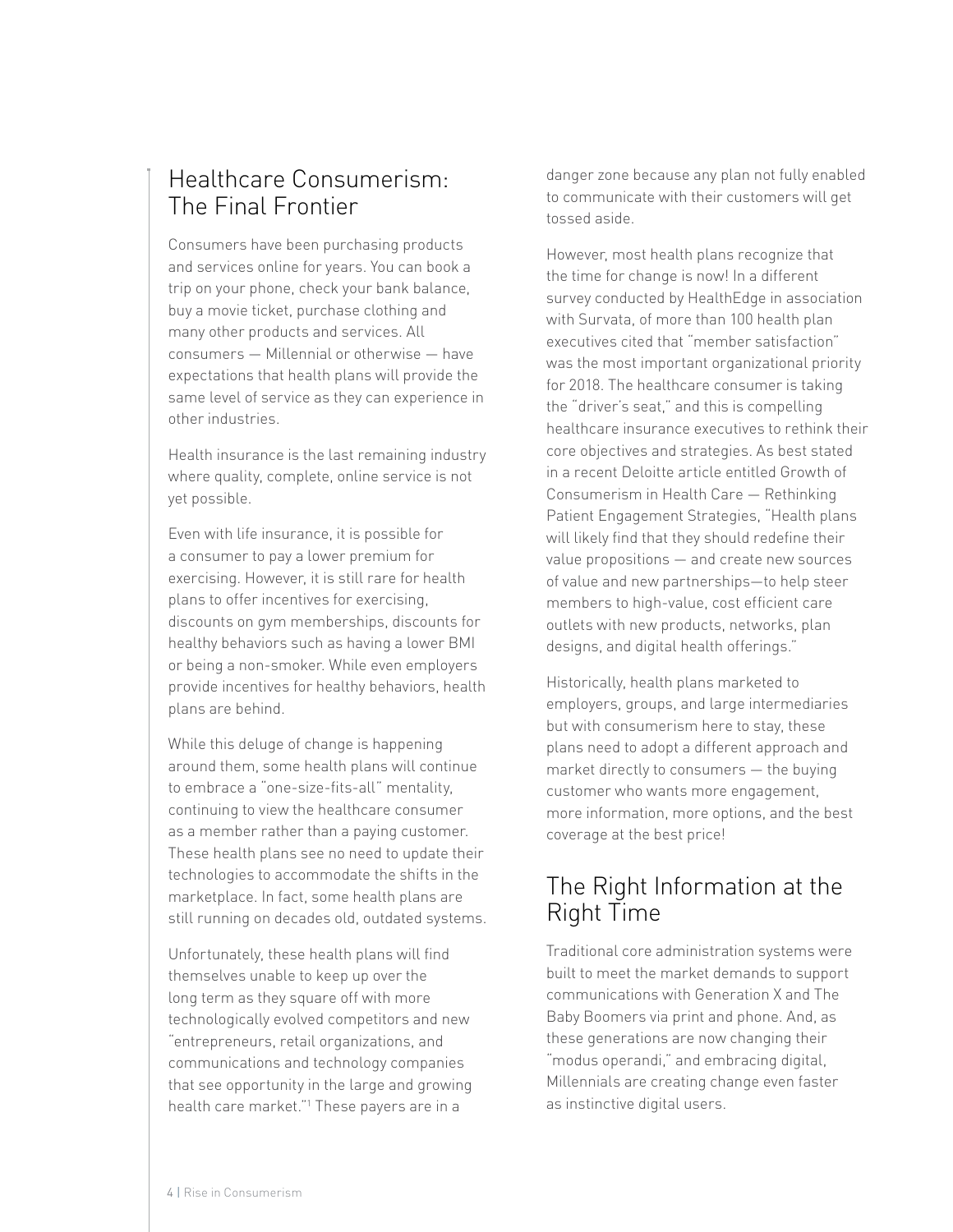## Healthcare Consumerism: The Final Frontier

Consumers have been purchasing products and services online for years. You can book a trip on your phone, check your bank balance, buy a movie ticket, purchase clothing and many other products and services. All consumers — Millennial or otherwise — have expectations that health plans will provide the same level of service as they can experience in other industries.

Health insurance is the last remaining industry where quality, complete, online service is not yet possible.

Even with life insurance, it is possible for a consumer to pay a lower premium for exercising. However, it is still rare for health plans to offer incentives for exercising, discounts on gym memberships, discounts for healthy behaviors such as having a lower BMI or being a non-smoker. While even employers provide incentives for healthy behaviors, health plans are behind.

While this deluge of change is happening around them, some health plans will continue to embrace a "one-size-fits-all" mentality, continuing to view the healthcare consumer as a member rather than a paying customer. These health plans see no need to update their technologies to accommodate the shifts in the marketplace. In fact, some health plans are still running on decades old, outdated systems.

Unfortunately, these health plans will find themselves unable to keep up over the long term as they square off with more technologically evolved competitors and new "entrepreneurs, retail organizations, and communications and technology companies that see opportunity in the large and growing health care market."[1] These payers are in a danger zone because any plan not fully enabled to communicate with their customers will get tossed aside.

However, most health plans recognize that the time for change is now! In a different survey conducted by HealthEdge in association with Survata, of more than 100 health plan executives cited that "member satisfaction" was the most important organizational priority for 2018. The healthcare consumer is taking the "driver's seat," and this is compelling healthcare insurance executives to rethink their core objectives and strategies. As best stated in a recent Deloitte article entitled Growth of Consumerism in Health Care — Rethinking Patient Engagement Strategies, "Health plans will likely find that they should redefine their value propositions — and create new sources of value and new partnerships—to help steer members to high-value, cost efficient care outlets with new products, networks, plan designs, and digital health offerings."

Historically, health plans marketed to employers, groups, and large intermediaries but with consumerism here to stay, these plans need to adopt a different approach and market directly to consumers — the buying customer who wants more engagement, more information, more options, and the best coverage at the best price!

## The Right Information at the Right Time

Traditional core administration systems were built to meet the market demands to support communications with Generation X and The Baby Boomers via print and phone. And, as these generations are now changing their "modus operandi," and embracing digital, Millennials are creating change even faster as instinctive digital users.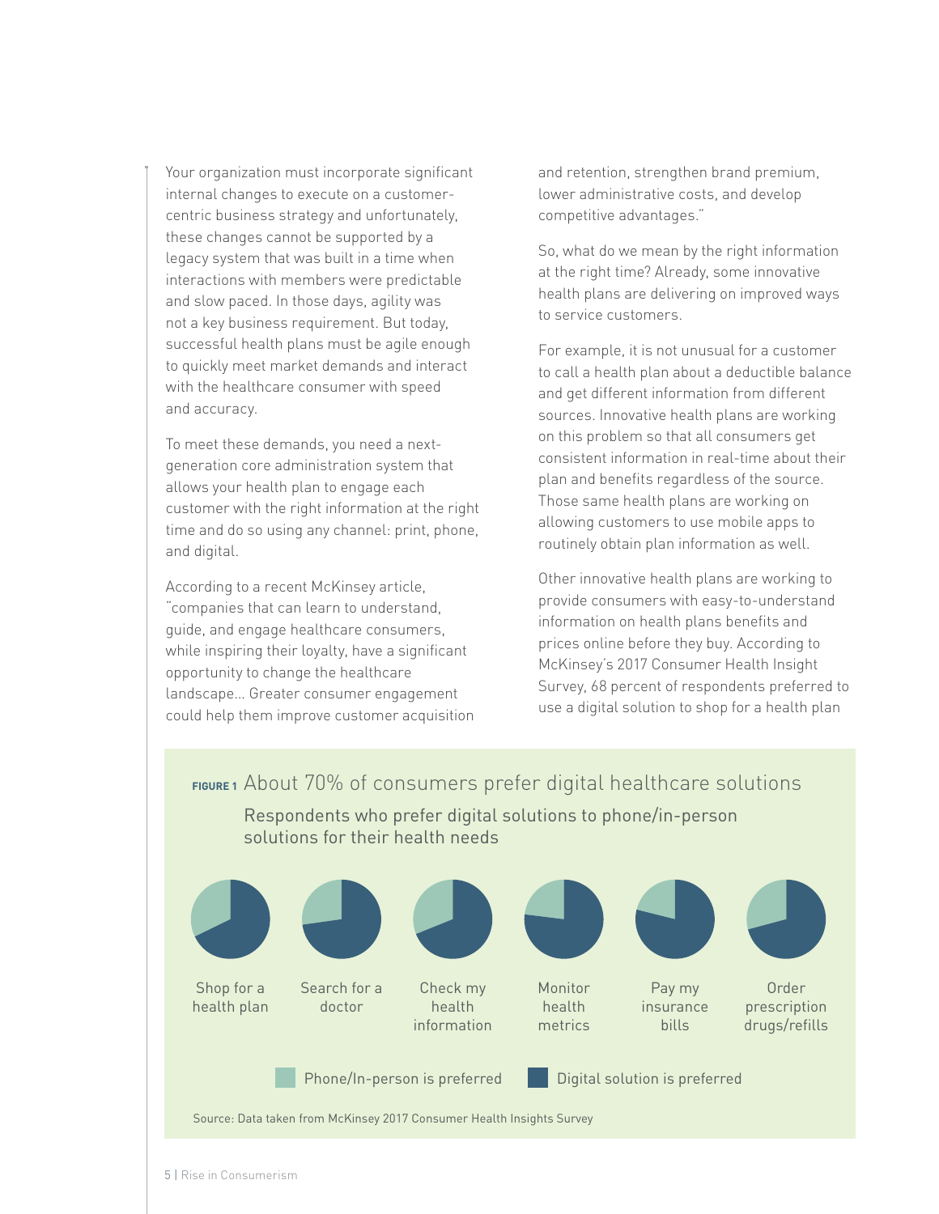Your organization must incorporate significant internal changes to execute on a customer-centric business strategy and unfortunately, these changes cannot be supported by a legacy system that was built in a time when interactions with members were predictable and slow paced. In those days, agility was not a key business requirement. But today, successful health plans must be agile enough to quickly meet market demands and interact with the healthcare consumer with speed and accuracy.

To meet these demands, you need a next-generation core administration system that allows your health plan to engage each customer with the right information at the right time and do so using any channel: print, phone, and digital.

According to a recent McKinsey article, "companies that can learn to understand, guide, and engage healthcare consumers, while inspiring their loyalty, have a significant opportunity to change the healthcare landscape… Greater consumer engagement could help them improve customer acquisition and retention, strengthen brand premium, lower administrative costs, and develop competitive advantages."

So, what do we mean by the right information at the right time? Already, some innovative health plans are delivering on improved ways to service customers.

For example, it is not unusual for a customer to call a health plan about a deductible balance and get different information from different sources. Innovative health plans are working on this problem so that all consumers get consistent information in real-time about their plan and benefits regardless of the source. Those same health plans are working on allowing customers to use mobile apps to routinely obtain plan information as well.

Other innovative health plans are working to provide consumers with easy-to-understand information on health plans benefits and prices online before they buy. According to McKinsey's 2017 Consumer Health Insight Survey, 68 percent of respondents preferred to use a digital solution to shop for a health plan

**FIGURE 1** About 70% of consumers prefer digital healthcare solutions

Respondents who prefer digital solutions to phone/in-person solutions for their health needs

Shop for a health plan | Search for a doctor | Check my health information | Monitor health metrics | Pay my insurance bills | Order prescription drugs/refills

Phone/In-person is preferred | Digital solution is preferred

Source: Data taken from McKinsey 2017 Consumer Health Insights Survey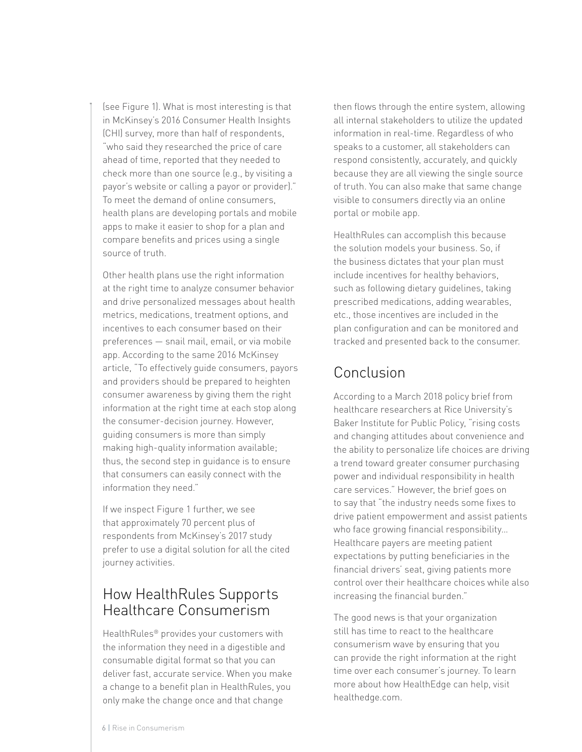(see Figure 1). What is most interesting is that in McKinsey's 2016 Consumer Health Insights (CHI) survey, more than half of respondents, "who said they researched the price of care ahead of time, reported that they needed to check more than one source (e.g., by visiting a payor's website or calling a payor or provider)." To meet the demand of online consumers, health plans are developing portals and mobile apps to make it easier to shop for a plan and compare benefits and prices using a single source of truth.

Other health plans use the right information at the right time to analyze consumer behavior and drive personalized messages about health metrics, medications, treatment options, and incentives to each consumer based on their preferences — snail mail, email, or via mobile app. According to the same 2016 McKinsey article, "To effectively guide consumers, payors and providers should be prepared to heighten consumer awareness by giving them the right information at the right time at each stop along the consumer-decision journey. However, guiding consumers is more than simply making high-quality information available; thus, the second step in guidance is to ensure that consumers can easily connect with the information they need."

If we inspect Figure 1 further, we see that approximately 70 percent plus of respondents from McKinsey's 2017 study prefer to use a digital solution for all the cited journey activities.

## How HealthRules Supports Healthcare Consumerism

HealthRules® provides your customers with the information they need in a digestible and consumable digital format so that you can deliver fast, accurate service. When you make a change to a benefit plan in HealthRules, you only make the change once and that change then flows through the entire system, allowing all internal stakeholders to utilize the updated information in real-time. Regardless of who speaks to a customer, all stakeholders can respond consistently, accurately, and quickly because they are all viewing the single source of truth. You can also make that same change visible to consumers directly via an online portal or mobile app.

HealthRules can accomplish this because the solution models your business. So, if the business dictates that your plan must include incentives for healthy behaviors, such as following dietary guidelines, taking prescribed medications, adding wearables, etc., those incentives are included in the plan configuration and can be monitored and tracked and presented back to the consumer.

## Conclusion

According to a March 2018 policy brief from healthcare researchers at Rice University's Baker Institute for Public Policy, "rising costs and changing attitudes about convenience and the ability to personalize life choices are driving a trend toward greater consumer purchasing power and individual responsibility in health care services." However, the brief goes on to say that "the industry needs some fixes to drive patient empowerment and assist patients who face growing financial responsibility... Healthcare payers are meeting patient expectations by putting beneficiaries in the financial drivers' seat, giving patients more control over their healthcare choices while also increasing the financial burden."

The good news is that your organization still has time to react to the healthcare consumerism wave by ensuring that you can provide the right information at the right time over each consumer's journey. To learn more about how HealthEdge can help, visit healthedge.com.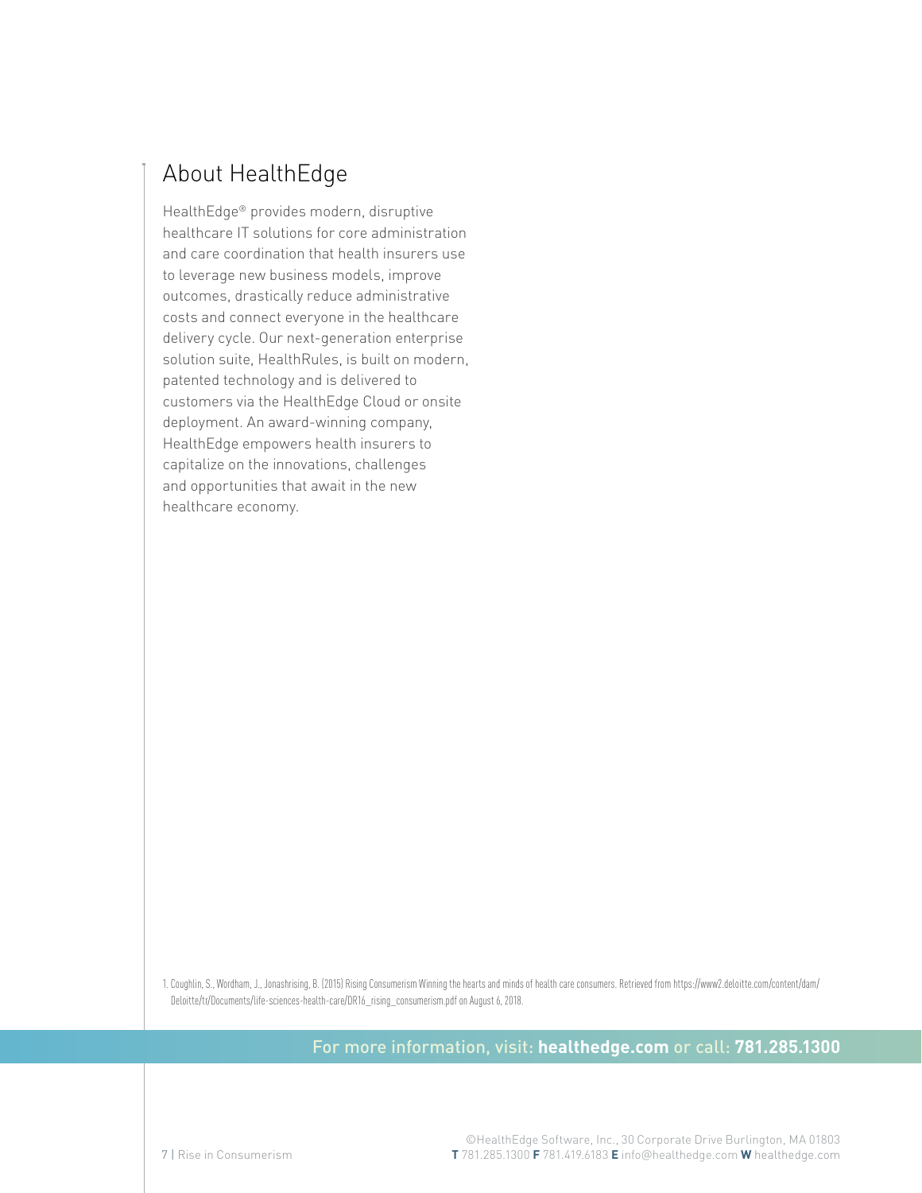## About HealthEdge

HealthEdge® provides modern, disruptive healthcare IT solutions for core administration and care coordination that health insurers use to leverage new business models, improve outcomes, drastically reduce administrative costs and connect everyone in the healthcare delivery cycle. Our next-generation enterprise solution suite, HealthRules, is built on modern, patented technology and is delivered to customers via the HealthEdge Cloud or onsite deployment. An award-winning company, HealthEdge empowers health insurers to capitalize on the innovations, challenges and opportunities that await in the new healthcare economy.

1. Coughlin, S., Wordham, J., Jonashrising, B. (2015) Rising Consumerism Winning the hearts and minds of health care consumers. Retrieved from https://www2.deloitte.com/content/dam/Deloitte/tr/Documents/life-sciences-health-care/DR16_rising_consumerism.pdf on August 6, 2018.

For more information, visit: **healthedge.com** or call: **781.285.1300**

©HealthEdge Software, Inc., 30 Corporate Drive Burlington, MA 01803
**T** 781.285.1300 **F** 781.419.6183 **E** info@healthedge.com **W** healthedge.com